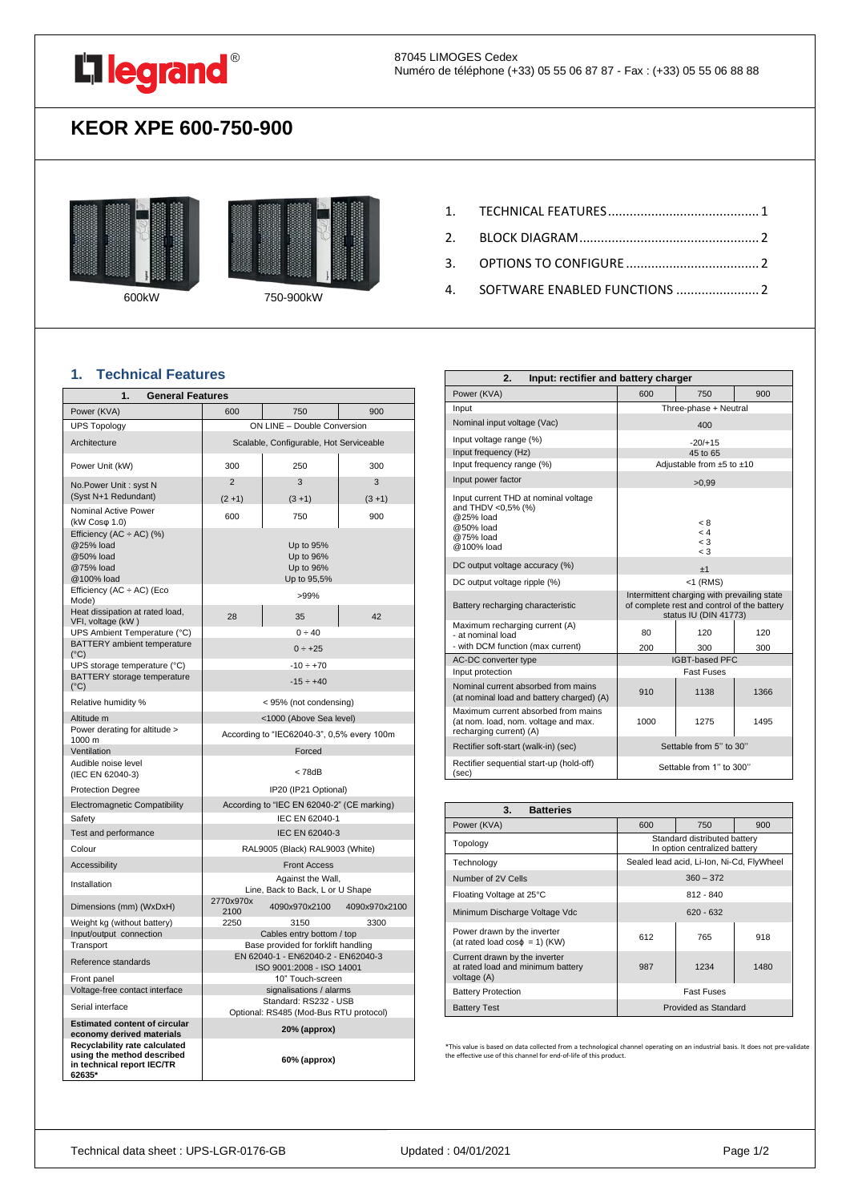legrand®

87045 LIMOGES Cedex
Numéro de téléphone (+33) 05 55 06 87 87 - Fax : (+33) 05 55 06 88 88

# KEOR XPE 600-750-900

600kW    750-900kW

1. TECHNICAL FEATURES .......................................... 1
2. BLOCK DIAGRAM ................................................. 2
3. OPTIONS TO CONFIGURE ..................................... 2
4. SOFTWARE ENABLED FUNCTIONS ....................... 2

## 1. Technical Features

| 1. General Features | | | |
|---|---|---|---|
| Power (KVA) | 600 | 750 | 900 |
| UPS Topology | ON LINE – Double Conversion | | |
| Architecture | Scalable, Configurable, Hot Serviceable | | |
| Power Unit (kW) | 300 | 250 | 300 |
| No.Power Unit : syst N (Syst N+1 Redundant) | 2 (2 +1) | 3 (3 +1) | 3 (3 +1) |
| Nominal Active Power (kW Cosφ 1.0) | 600 | 750 | 900 |
| Efficiency (AC ÷ AC) (%) @25% load @50% load @75% load @100% load | Up to 95% Up to 96% Up to 96% Up to 95,5% | | |
| Efficiency (AC ÷ AC) (Eco Mode) | >99% | | |
| Heat dissipation at rated load, VFI, voltage (kW ) | 28 | 35 | 42 |
| UPS Ambient Temperature (°C) | 0 ÷ 40 | | |
| BATTERY ambient temperature (°C) | 0 ÷ +25 | | |
| UPS storage temperature (°C) | -10 ÷ +70 | | |
| BATTERY storage temperature (°C) | -15 ÷ +40 | | |
| Relative humidity % | < 95% (not condensing) | | |
| Altitude m | <1000 (Above Sea level) | | |
| Power derating for altitude > 1000 m | According to "IEC62040-3", 0,5% every 100m | | |
| Ventilation | Forced | | |
| Audible noise level (IEC EN 62040-3) | < 78dB | | |
| Protection Degree | IP20 (IP21 Optional) | | |
| Electromagnetic Compatibility | According to "IEC EN 62040-2" (CE marking) | | |
| Safety | IEC EN 62040-1 | | |
| Test and performance | IEC EN 62040-3 | | |
| Colour | RAL9005 (Black) RAL9003 (White) | | |
| Accessibility | Front Access | | |
| Installation | Against the Wall, Line, Back to Back, L or U Shape | | |
| Dimensions (mm) (WxDxH) | 2770x970x 2100 | 4090x970x2100 | 4090x970x2100 |
| Weight kg (without battery) | 2250 | 3150 | 3300 |
| Input/output connection | Cables entry bottom / top | | |
| Transport | Base provided for forklift handling | | |
| Reference standards | EN 62040-1 - EN62040-2 - EN62040-3 ISO 9001:2008 - ISO 14001 | | |
| Front panel | 10" Touch-screen | | |
| Voltage-free contact interface | signalisations / alarms | | |
| Serial interface | Standard: RS232 - USB Optional: RS485 (Mod-Bus RTU protocol) | | |
| **Estimated content of circular economy derived materials** | **20% (approx)** | | |
| **Recyclability rate calculated using the method described in technical report IEC/TR 62635*** | **60% (approx)** | | |

| 2. Input: rectifier and battery charger | | | |
|---|---|---|---|
| Power (KVA) | 600 | 750 | 900 |
| Input | Three-phase + Neutral | | |
| Nominal input voltage (Vac) | 400 | | |
| Input voltage range (%) | -20/+15 | | |
| Input frequency (Hz) | 45 to 65 | | |
| Input frequency range (%) | Adjustable from ±5 to ±10 | | |
| Input power factor | >0,99 | | |
| Input current THD at nominal voltage and THDV <0,5% (%) @25% load @50% load @75% load @100% load | < 8 < 4 < 3 < 3 | | |
| DC output voltage accuracy (%) | ±1 | | |
| DC output voltage ripple (%) | <1 (RMS) | | |
| Battery recharging characteristic | Intermittent charging with prevailing state of complete rest and control of the battery status IU (DIN 41773) | | |
| Maximum recharging current (A) - at nominal load | 80 | 120 | 120 |
| - with DCM function (max current) | 200 | 300 | 300 |
| AC-DC converter type | IGBT-based PFC | | |
| Input protection | Fast Fuses | | |
| Nominal current absorbed from mains (at nominal load and battery charged) (A) | 910 | 1138 | 1366 |
| Maximum current absorbed from mains (at nom. load, nom. voltage and max. recharging current) (A) | 1000 | 1275 | 1495 |
| Rectifier soft-start (walk-in) (sec) | Settable from 5" to 30" | | |
| Rectifier sequential start-up (hold-off) (sec) | Settable from 1" to 300" | | |

| 3. Batteries | | | |
|---|---|---|---|
| Power (KVA) | 600 | 750 | 900 |
| Topology | Standard distributed battery In option centralized battery | | |
| Technology | Sealed lead acid, Li-Ion, Ni-Cd, FlyWheel | | |
| Number of 2V Cells | 360 – 372 | | |
| Floating Voltage at 25°C | 812 - 840 | | |
| Minimum Discharge Voltage Vdc | 620 - 632 | | |
| Power drawn by the inverter (at rated load cosϕ = 1) (KW) | 612 | 765 | 918 |
| Current drawn by the inverter at rated load and minimum battery voltage (A) | 987 | 1234 | 1480 |
| Battery Protection | Fast Fuses | | |
| Battery Test | Provided as Standard | | |

*This value is based on data collected from a technological channel operating on an industrial basis. It does not pre-validate the effective use of this channel for end-of-life of this product.

Technical data sheet : UPS-LGR-0176-GB    Updated : 04/01/2021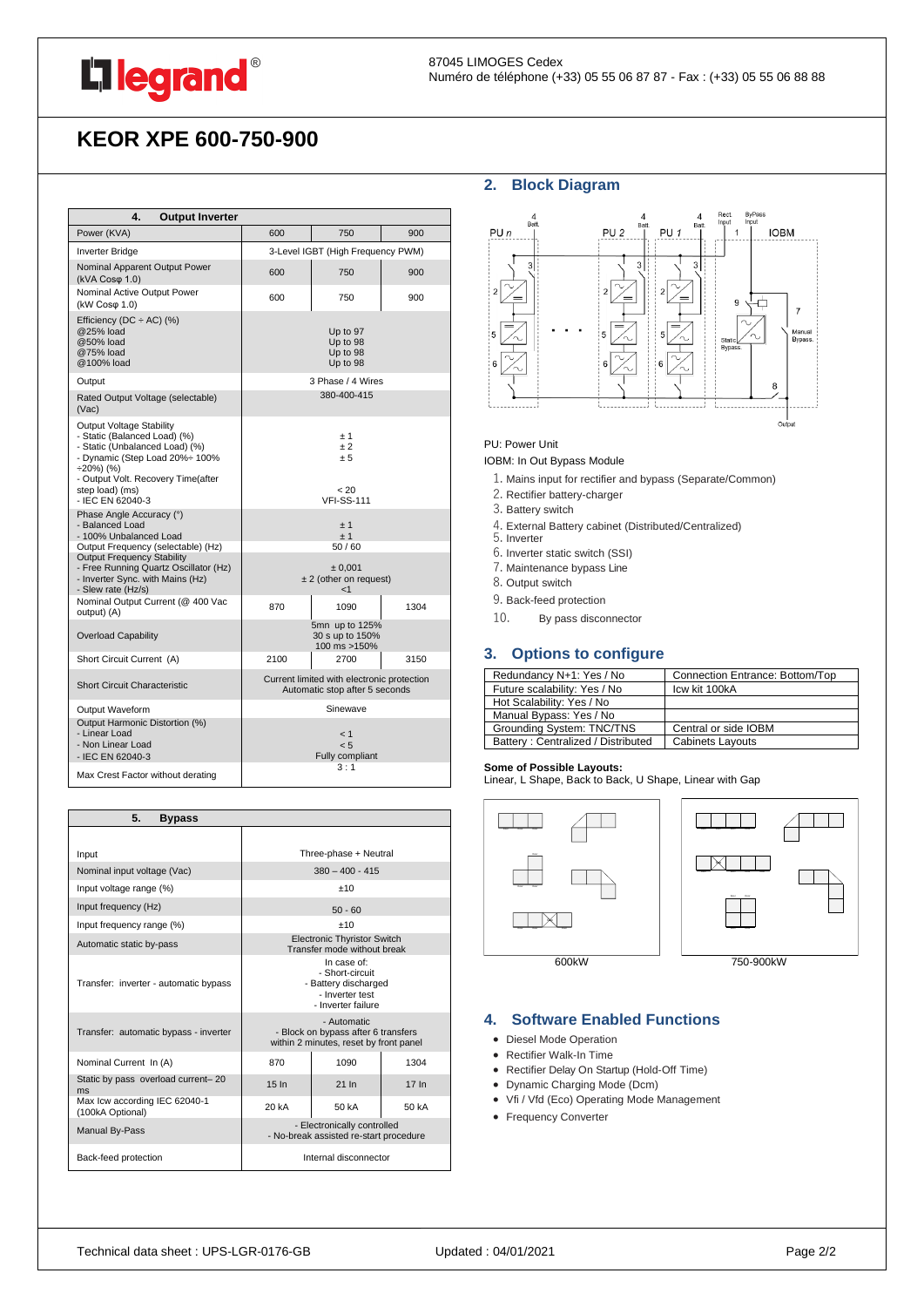87045 LIMOGES Cedex
Numéro de téléphone (+33) 05 55 06 87 87 - Fax : (+33) 05 55 06 88 88

# KEOR XPE 600-750-900

| 4. Output Inverter | | | |
|---|---|---|---|
| Power (KVA) | 600 | 750 | 900 |
| Inverter Bridge | 3-Level IGBT (High Frequency PWM) | | |
| Nominal Apparent Output Power (kVA Cosφ 1.0) | 600 | 750 | 900 |
| Nominal Active Output Power (kW Cosφ 1.0) | 600 | 750 | 900 |
| Efficiency (DC ÷ AC) (%)<br>@25% load<br>@50% load<br>@75% load<br>@100% load | Up to 97<br>Up to 98<br>Up to 98<br>Up to 98 | | |
| Output | 3 Phase / 4 Wires | | |
| Rated Output Voltage (selectable) (Vac) | 380-400-415 | | |
| Output Voltage Stability<br>- Static (Balanced Load) (%)<br>- Static (Unbalanced Load) (%)<br>- Dynamic (Step Load 20%÷ 100% ÷20%) (%)<br>- Output Volt. Recovery Time(after step load) (ms)<br>- IEC EN 62040-3 | ± 1<br>± 2<br>± 5<br><br>< 20<br>VFI-SS-111 | | |
| Phase Angle Accuracy (°)<br>- Balanced Load<br>- 100% Unbalanced Load | ± 1<br>± 1 | | |
| Output Frequency (selectable) (Hz) | 50 / 60 | | |
| Output Frequency Stability<br>- Free Running Quartz Oscillator (Hz)<br>- Inverter Sync. with Mains (Hz)<br>- Slew rate (Hz/s) | ± 0,001<br>± 2 (other on request)<br><1 | | |
| Nominal Output Current (@ 400 Vac output) (A) | 870 | 1090 | 1304 |
| Overload Capability | 5mn up to 125%<br>30 s up to 150%<br>100 ms >150% | | |
| Short Circuit Current (A) | 2100 | 2700 | 3150 |
| Short Circuit Characteristic | Current limited with electronic protection<br>Automatic stop after 5 seconds | | |
| Output Waveform | Sinewave | | |
| Output Harmonic Distortion (%)<br>- Linear Load<br>- Non Linear Load<br>- IEC EN 62040-3 | < 1<br>< 5<br>Fully compliant | | |
| Max Crest Factor without derating | 3 : 1 | | |

| 5. Bypass | | | |
|---|---|---|---|
| Input | Three-phase + Neutral | | |
| Nominal input voltage (Vac) | 380 – 400 - 415 | | |
| Input voltage range (%) | ±10 | | |
| Input frequency (Hz) | 50 - 60 | | |
| Input frequency range (%) | ±10 | | |
| Automatic static by-pass | Electronic Thyristor Switch<br>Transfer mode without break | | |
| Transfer: inverter - automatic bypass | In case of:<br>- Short-circuit<br>- Battery discharged<br>- Inverter test<br>- Inverter failure | | |
| Transfer: automatic bypass - inverter | - Automatic<br>- Block on bypass after 6 transfers within 2 minutes, reset by front panel | | |
| Nominal Current In (A) | 870 | 1090 | 1304 |
| Static by pass overload current– 20 ms | 15 In | 21 In | 17 In |
| Max Icw according IEC 62040-1 (100kA Optional) | 20 kA | 50 kA | 50 kA |
| Manual By-Pass | - Electronically controlled<br>- No-break assisted re-start procedure | | |
| Back-feed protection | Internal disconnector | | |

## 2. Block Diagram

PU n · PU 2 · PU 1 · IOBM · Batt. · Rect. Input · ByPass Input · Static Bypass · Manual Bypass · Output

PU: Power Unit

IOBM: In Out Bypass Module

1. Mains input for rectifier and bypass (Separate/Common)
2. Rectifier battery-charger
3. Battery switch
4. External Battery cabinet (Distributed/Centralized)
5. Inverter
6. Inverter static switch (SSI)
7. Maintenance bypass Line
8. Output switch
9. Back-feed protection
10. By pass disconnector

## 3. Options to configure

| | |
|---|---|
| Redundancy N+1: Yes / No | Connection Entrance: Bottom/Top |
| Future scalability: Yes / No | Icw kit 100kA |
| Hot Scalability: Yes / No | |
| Manual Bypass: Yes / No | |
| Grounding System: TNC/TNS | Central or side IOBM |
| Battery : Centralized / Distributed | Cabinets Layouts |

**Some of Possible Layouts:**
Linear, L Shape, Back to Back, U Shape, Linear with Gap

600kW

750-900kW

## 4. Software Enabled Functions

- Diesel Mode Operation
- Rectifier Walk-In Time
- Rectifier Delay On Startup (Hold-Off Time)
- Dynamic Charging Mode (Dcm)
- Vfi / Vfd (Eco) Operating Mode Management
- Frequency Converter

Technical data sheet : UPS-LGR-0176-GB Updated : 04/01/2021